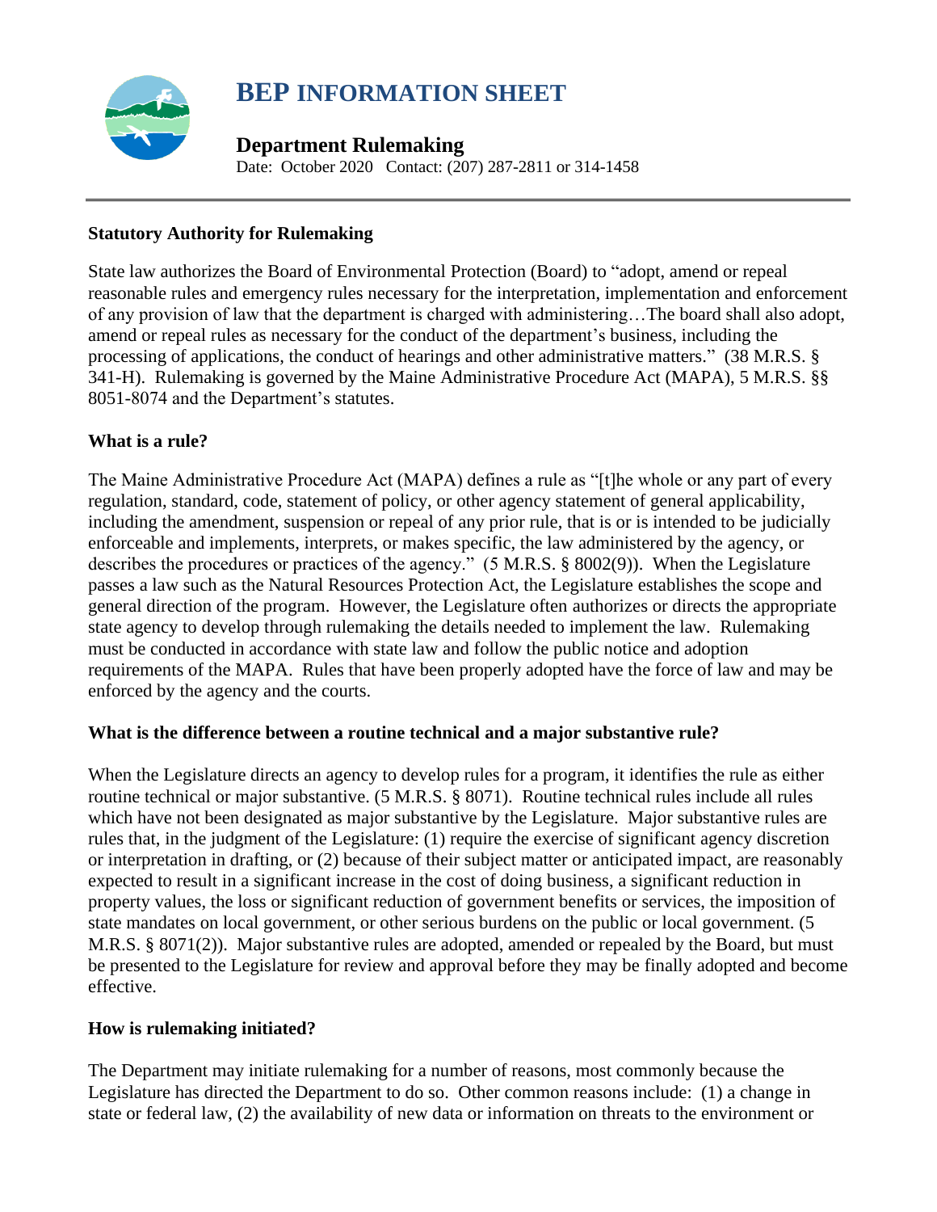# BEP INFORMATION SHEET

## Department Rulemaking

Date: October 2020 Contact: (207) 287-2811 or 314-1458

---

### Statutory Authority for Rulemaking

State law authorizes the Board of Environmental Protection (Board) to "adopt, amend or repeal reasonable rules and emergency rules necessary for the interpretation, implementation and enforcement of any provision of law that the department is charged with administering…The board shall also adopt, amend or repeal rules as necessary for the conduct of the department's business, including the processing of applications, the conduct of hearings and other administrative matters." (38 M.R.S. § 341-H). Rulemaking is governed by the Maine Administrative Procedure Act (MAPA), 5 M.R.S. §§ 8051-8074 and the Department's statutes.

### What is a rule?

The Maine Administrative Procedure Act (MAPA) defines a rule as "[t]he whole or any part of every regulation, standard, code, statement of policy, or other agency statement of general applicability, including the amendment, suspension or repeal of any prior rule, that is or is intended to be judicially enforceable and implements, interprets, or makes specific, the law administered by the agency, or describes the procedures or practices of the agency." (5 M.R.S. § 8002(9)). When the Legislature passes a law such as the Natural Resources Protection Act, the Legislature establishes the scope and general direction of the program. However, the Legislature often authorizes or directs the appropriate state agency to develop through rulemaking the details needed to implement the law. Rulemaking must be conducted in accordance with state law and follow the public notice and adoption requirements of the MAPA. Rules that have been properly adopted have the force of law and may be enforced by the agency and the courts.

### What is the difference between a routine technical and a major substantive rule?

When the Legislature directs an agency to develop rules for a program, it identifies the rule as either routine technical or major substantive. (5 M.R.S. § 8071). Routine technical rules include all rules which have not been designated as major substantive by the Legislature. Major substantive rules are rules that, in the judgment of the Legislature: (1) require the exercise of significant agency discretion or interpretation in drafting, or (2) because of their subject matter or anticipated impact, are reasonably expected to result in a significant increase in the cost of doing business, a significant reduction in property values, the loss or significant reduction of government benefits or services, the imposition of state mandates on local government, or other serious burdens on the public or local government. (5 M.R.S. § 8071(2)). Major substantive rules are adopted, amended or repealed by the Board, but must be presented to the Legislature for review and approval before they may be finally adopted and become effective.

### How is rulemaking initiated?

The Department may initiate rulemaking for a number of reasons, most commonly because the Legislature has directed the Department to do so. Other common reasons include: (1) a change in state or federal law, (2) the availability of new data or information on threats to the environment or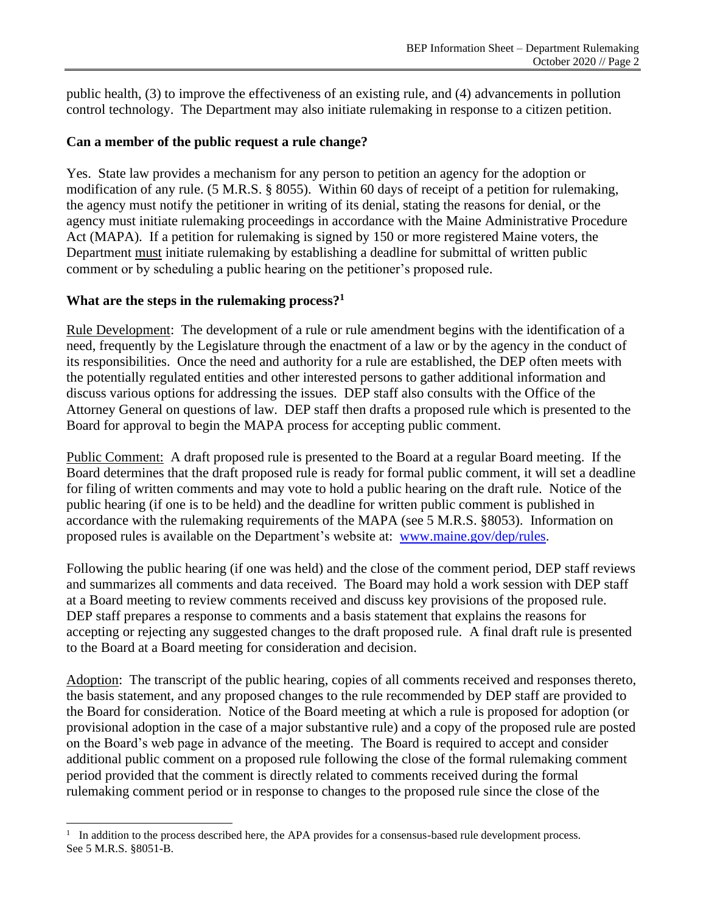public health, (3) to improve the effectiveness of an existing rule, and (4) advancements in pollution control technology. The Department may also initiate rulemaking in response to a citizen petition.

**Can a member of the public request a rule change?**

Yes. State law provides a mechanism for any person to petition an agency for the adoption or modification of any rule. (5 M.R.S. § 8055). Within 60 days of receipt of a petition for rulemaking, the agency must notify the petitioner in writing of its denial, stating the reasons for denial, or the agency must initiate rulemaking proceedings in accordance with the Maine Administrative Procedure Act (MAPA). If a petition for rulemaking is signed by 150 or more registered Maine voters, the Department <u>must</u> initiate rulemaking by establishing a deadline for submittal of written public comment or by scheduling a public hearing on the petitioner's proposed rule.

**What are the steps in the rulemaking process?[1]**

<u>Rule Development</u>: The development of a rule or rule amendment begins with the identification of a need, frequently by the Legislature through the enactment of a law or by the agency in the conduct of its responsibilities. Once the need and authority for a rule are established, the DEP often meets with the potentially regulated entities and other interested persons to gather additional information and discuss various options for addressing the issues. DEP staff also consults with the Office of the Attorney General on questions of law. DEP staff then drafts a proposed rule which is presented to the Board for approval to begin the MAPA process for accepting public comment.

<u>Public Comment:</u> A draft proposed rule is presented to the Board at a regular Board meeting. If the Board determines that the draft proposed rule is ready for formal public comment, it will set a deadline for filing of written comments and may vote to hold a public hearing on the draft rule. Notice of the public hearing (if one is to be held) and the deadline for written public comment is published in accordance with the rulemaking requirements of the MAPA (see 5 M.R.S. §8053). Information on proposed rules is available on the Department's website at: [www.maine.gov/dep/rules](www.maine.gov/dep/rules).

Following the public hearing (if one was held) and the close of the comment period, DEP staff reviews and summarizes all comments and data received. The Board may hold a work session with DEP staff at a Board meeting to review comments received and discuss key provisions of the proposed rule. DEP staff prepares a response to comments and a basis statement that explains the reasons for accepting or rejecting any suggested changes to the draft proposed rule. A final draft rule is presented to the Board at a Board meeting for consideration and decision.

<u>Adoption</u>: The transcript of the public hearing, copies of all comments received and responses thereto, the basis statement, and any proposed changes to the rule recommended by DEP staff are provided to the Board for consideration. Notice of the Board meeting at which a rule is proposed for adoption (or provisional adoption in the case of a major substantive rule) and a copy of the proposed rule are posted on the Board's web page in advance of the meeting. The Board is required to accept and consider additional public comment on a proposed rule following the close of the formal rulemaking comment period provided that the comment is directly related to comments received during the formal rulemaking comment period or in response to changes to the proposed rule since the close of the

---

[1] In addition to the process described here, the APA provides for a consensus-based rule development process. See 5 M.R.S. §8051-B.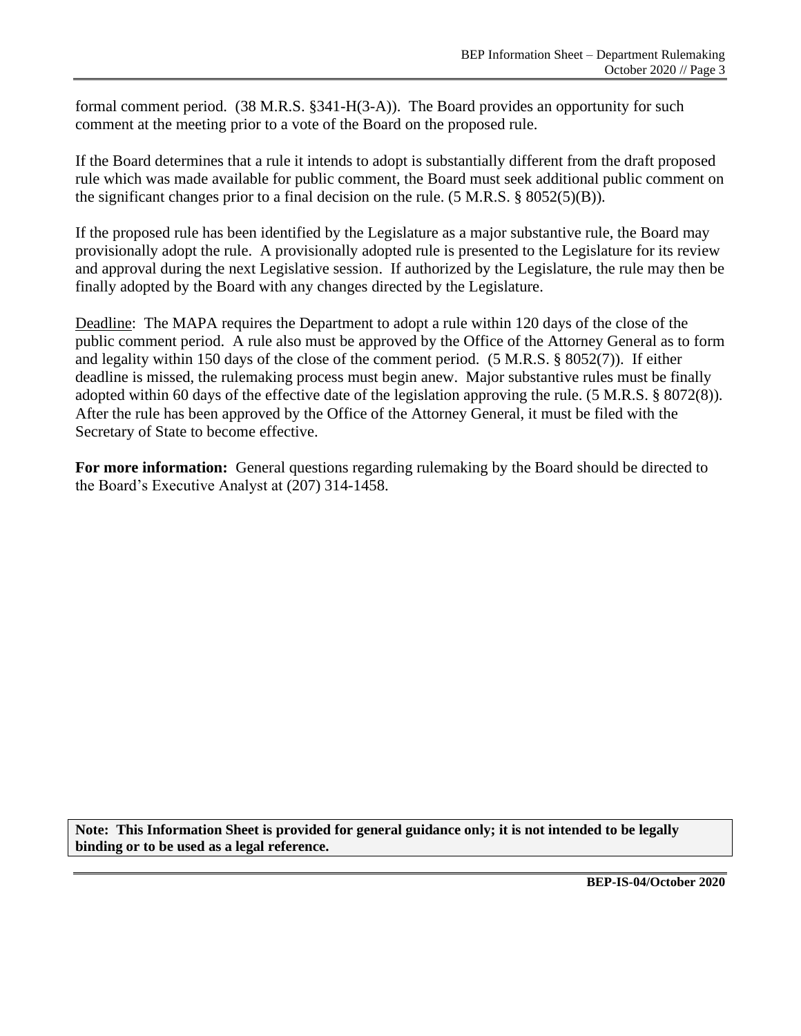formal comment period. (38 M.R.S. §341-H(3-A)). The Board provides an opportunity for such comment at the meeting prior to a vote of the Board on the proposed rule.

If the Board determines that a rule it intends to adopt is substantially different from the draft proposed rule which was made available for public comment, the Board must seek additional public comment on the significant changes prior to a final decision on the rule. (5 M.R.S. § 8052(5)(B)).

If the proposed rule has been identified by the Legislature as a major substantive rule, the Board may provisionally adopt the rule. A provisionally adopted rule is presented to the Legislature for its review and approval during the next Legislative session. If authorized by the Legislature, the rule may then be finally adopted by the Board with any changes directed by the Legislature.

Deadline: The MAPA requires the Department to adopt a rule within 120 days of the close of the public comment period. A rule also must be approved by the Office of the Attorney General as to form and legality within 150 days of the close of the comment period. (5 M.R.S. § 8052(7)). If either deadline is missed, the rulemaking process must begin anew. Major substantive rules must be finally adopted within 60 days of the effective date of the legislation approving the rule. (5 M.R.S. § 8072(8)). After the rule has been approved by the Office of the Attorney General, it must be filed with the Secretary of State to become effective.

**For more information:** General questions regarding rulemaking by the Board should be directed to the Board's Executive Analyst at (207) 314-1458.

**Note: This Information Sheet is provided for general guidance only; it is not intended to be legally binding or to be used as a legal reference.**

**BEP-IS-04/October 2020**